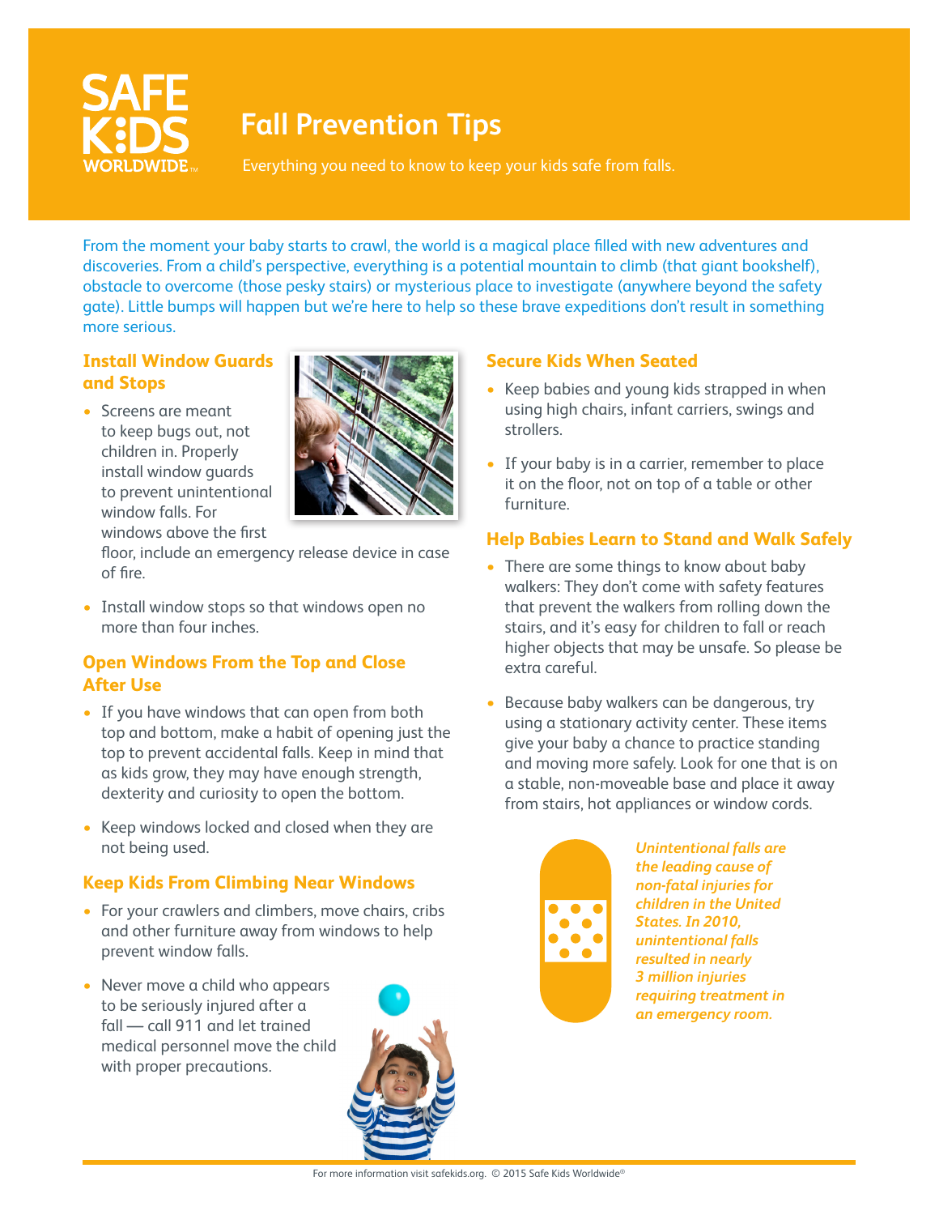SAFE KIDS WORLDWIDE

# Fall Prevention Tips

Everything you need to know to keep your kids safe from falls.

From the moment your baby starts to crawl, the world is a magical place filled with new adventures and discoveries. From a child's perspective, everything is a potential mountain to climb (that giant bookshelf), obstacle to overcome (those pesky stairs) or mysterious place to investigate (anywhere beyond the safety gate). Little bumps will happen but we're here to help so these brave expeditions don't result in something more serious.

## Install Window Guards and Stops

- Screens are meant to keep bugs out, not children in. Properly install window guards to prevent unintentional window falls. For windows above the first floor, include an emergency release device in case of fire.
- Install window stops so that windows open no more than four inches.

## Open Windows From the Top and Close After Use

- If you have windows that can open from both top and bottom, make a habit of opening just the top to prevent accidental falls. Keep in mind that as kids grow, they may have enough strength, dexterity and curiosity to open the bottom.
- Keep windows locked and closed when they are not being used.

## Keep Kids From Climbing Near Windows

- For your crawlers and climbers, move chairs, cribs and other furniture away from windows to help prevent window falls.
- Never move a child who appears to be seriously injured after a fall — call 911 and let trained medical personnel move the child with proper precautions.

## Secure Kids When Seated

- Keep babies and young kids strapped in when using high chairs, infant carriers, swings and strollers.
- If your baby is in a carrier, remember to place it on the floor, not on top of a table or other furniture.

## Help Babies Learn to Stand and Walk Safely

- There are some things to know about baby walkers: They don't come with safety features that prevent the walkers from rolling down the stairs, and it's easy for children to fall or reach higher objects that may be unsafe. So please be extra careful.
- Because baby walkers can be dangerous, try using a stationary activity center. These items give your baby a chance to practice standing and moving more safely. Look for one that is on a stable, non-moveable base and place it away from stairs, hot appliances or window cords.

*Unintentional falls are the leading cause of non-fatal injuries for children in the United States. In 2010, unintentional falls resulted in nearly 3 million injuries requiring treatment in an emergency room.*

For more information visit safekids.org. © 2015 Safe Kids Worldwide®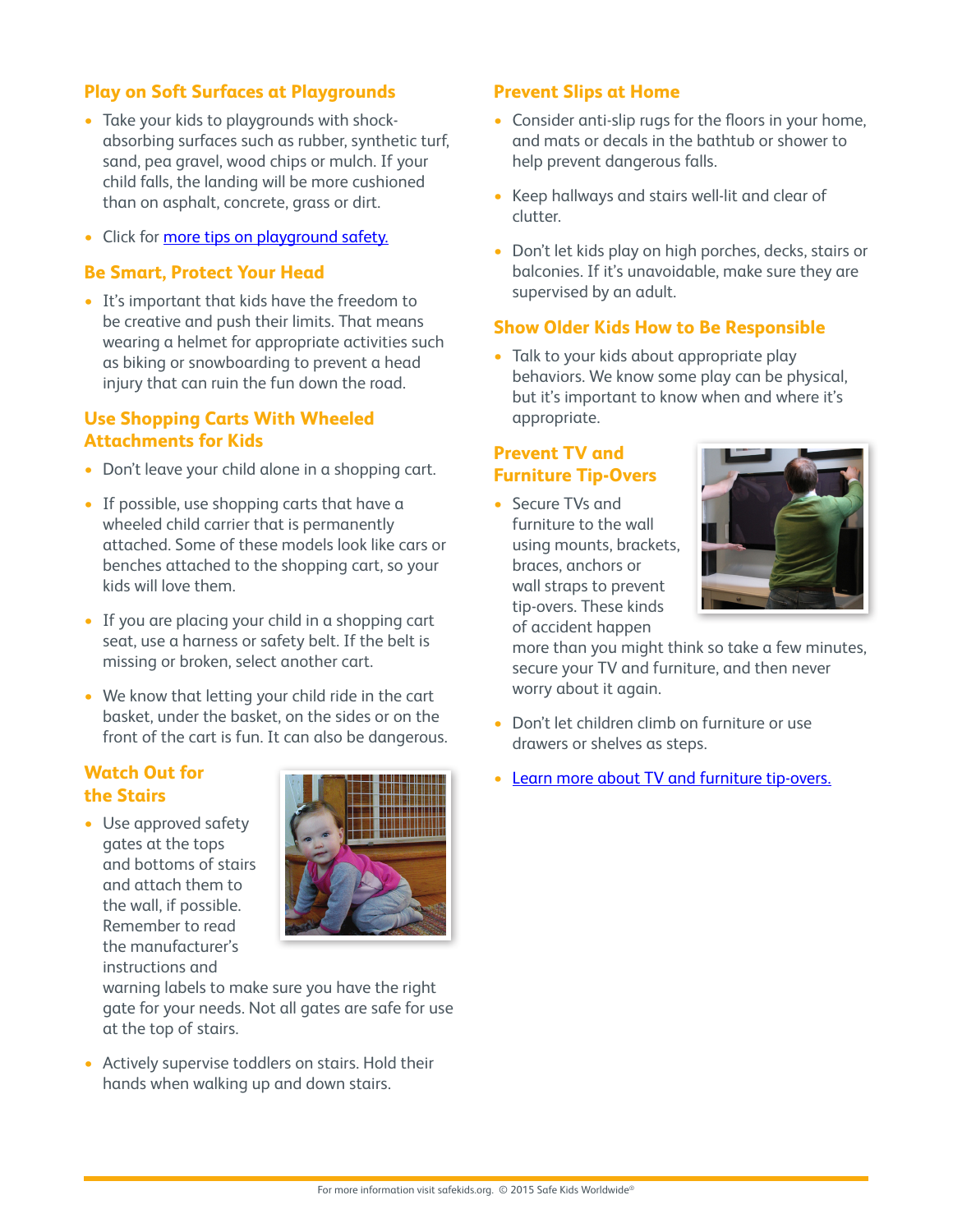## Play on Soft Surfaces at Playgrounds

- Take your kids to playgrounds with shock-absorbing surfaces such as rubber, synthetic turf, sand, pea gravel, wood chips or mulch. If your child falls, the landing will be more cushioned than on asphalt, concrete, grass or dirt.
- Click for more tips on playground safety.

## Be Smart, Protect Your Head

- It's important that kids have the freedom to be creative and push their limits. That means wearing a helmet for appropriate activities such as biking or snowboarding to prevent a head injury that can ruin the fun down the road.

## Use Shopping Carts With Wheeled Attachments for Kids

- Don't leave your child alone in a shopping cart.
- If possible, use shopping carts that have a wheeled child carrier that is permanently attached. Some of these models look like cars or benches attached to the shopping cart, so your kids will love them.
- If you are placing your child in a shopping cart seat, use a harness or safety belt. If the belt is missing or broken, select another cart.
- We know that letting your child ride in the cart basket, under the basket, on the sides or on the front of the cart is fun. It can also be dangerous.

## Watch Out for the Stairs

- Use approved safety gates at the tops and bottoms of stairs and attach them to the wall, if possible. Remember to read the manufacturer's instructions and warning labels to make sure you have the right gate for your needs. Not all gates are safe for use at the top of stairs.
- Actively supervise toddlers on stairs. Hold their hands when walking up and down stairs.

## Prevent Slips at Home

- Consider anti-slip rugs for the floors in your home, and mats or decals in the bathtub or shower to help prevent dangerous falls.
- Keep hallways and stairs well-lit and clear of clutter.
- Don't let kids play on high porches, decks, stairs or balconies. If it's unavoidable, make sure they are supervised by an adult.

## Show Older Kids How to Be Responsible

- Talk to your kids about appropriate play behaviors. We know some play can be physical, but it's important to know when and where it's appropriate.

## Prevent TV and Furniture Tip-Overs

- Secure TVs and furniture to the wall using mounts, brackets, braces, anchors or wall straps to prevent tip-overs. These kinds of accident happen more than you might think so take a few minutes, secure your TV and furniture, and then never worry about it again.
- Don't let children climb on furniture or use drawers or shelves as steps.
- Learn more about TV and furniture tip-overs.

For more information visit safekids.org. © 2015 Safe Kids Worldwide®